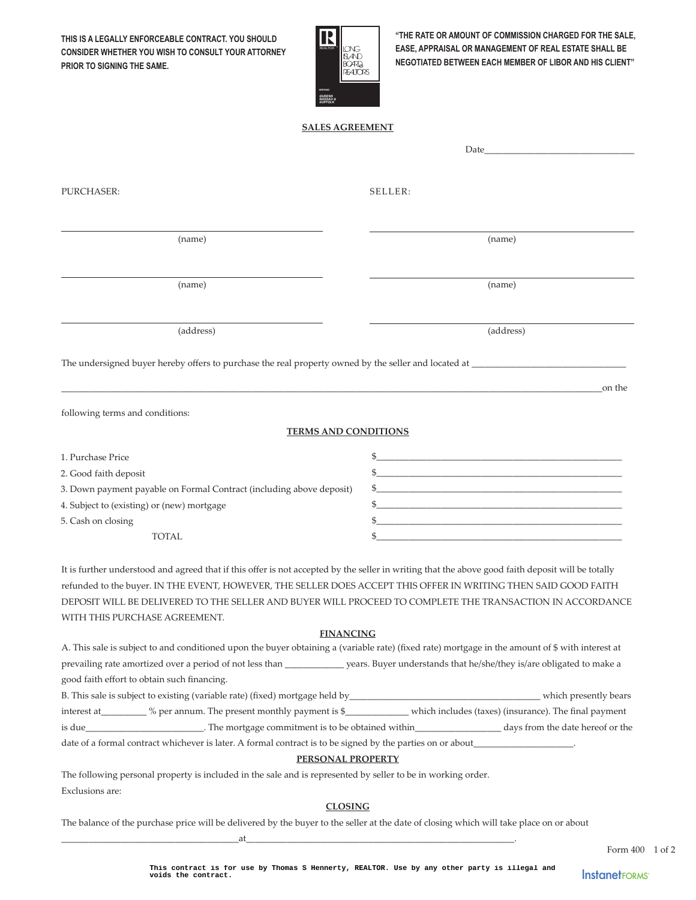**THIS IS A LEGALLY ENFORCEABLE CONTRACT. YOU SHOULD CONSIDER WHETHER YOU WISH TO CONSULT YOUR ATTORNEY PRIOR TO SIGNING THE SAME.**

**"THE RATE OR AMOUNT OF COMMISSION CHARGED FOR THE SALE, EASE, APPRAISAL OR MANAGEMENT OF REAL ESTATE SHALL BE NEGOTIATED BETWEEN EACH MEMBER OF LIBOR AND HIS CLIENT"**

## SALES AGREEMENT

Date_______________________________

PURCHASER:

_______________________________
(name)

_______________________________
(name)

_______________________________
(address)

SELLER:

_______________________________
(name)

_______________________________
(name)

_______________________________
(address)

The undersigned buyer hereby offers to purchase the real property owned by the seller and located at _______________________________

_______________________________________________________________________________on the

following terms and conditions:

## TERMS AND CONDITIONS

| | |
|---|---|
| 1. Purchase Price | $_______________________________ |
| 2. Good faith deposit | $_______________________________ |
| 3. Down payment payable on Formal Contract (including above deposit) | $_______________________________ |
| 4. Subject to (existing) or (new) mortgage | $_______________________________ |
| 5. Cash on closing | $_______________________________ |
| TOTAL | $_______________________________ |

It is further understood and agreed that if this offer is not accepted by the seller in writing that the above good faith deposit will be totally refunded to the buyer. IN THE EVENT, HOWEVER, THE SELLER DOES ACCEPT THIS OFFER IN WRITING THEN SAID GOOD FAITH DEPOSIT WILL BE DELIVERED TO THE SELLER AND BUYER WILL PROCEED TO COMPLETE THE TRANSACTION IN ACCORDANCE WITH THIS PURCHASE AGREEMENT.

## FINANCING

A. This sale is subject to and conditioned upon the buyer obtaining a (variable rate) (fixed rate) mortgage in the amount of $ with interest at prevailing rate amortized over a period of not less than ____________ years. Buyer understands that he/she/they is/are obligated to make a good faith effort to obtain such financing.

B. This sale is subject to existing (variable rate) (fixed) mortgage held by_______________________________ which presently bears interest at_________ % per annum. The present monthly payment is $_____________ which includes (taxes) (insurance). The final payment is due________________________. The mortgage commitment is to be obtained within__________________ days from the date hereof or the date of a formal contract whichever is later. A formal contract is to be signed by the parties on or about_____________________.

## PERSONAL PROPERTY

The following personal property is included in the sale and is represented by seller to be in working order.

Exclusions are:

## CLOSING

The balance of the purchase price will be delivered by the buyer to the seller at the date of closing which will take place on or about

_______________________________at_______________________________.

Form 400

This contract is for use by Thomas S Hennerty, REALTOR. Use by any other party is illegal and voids the contract.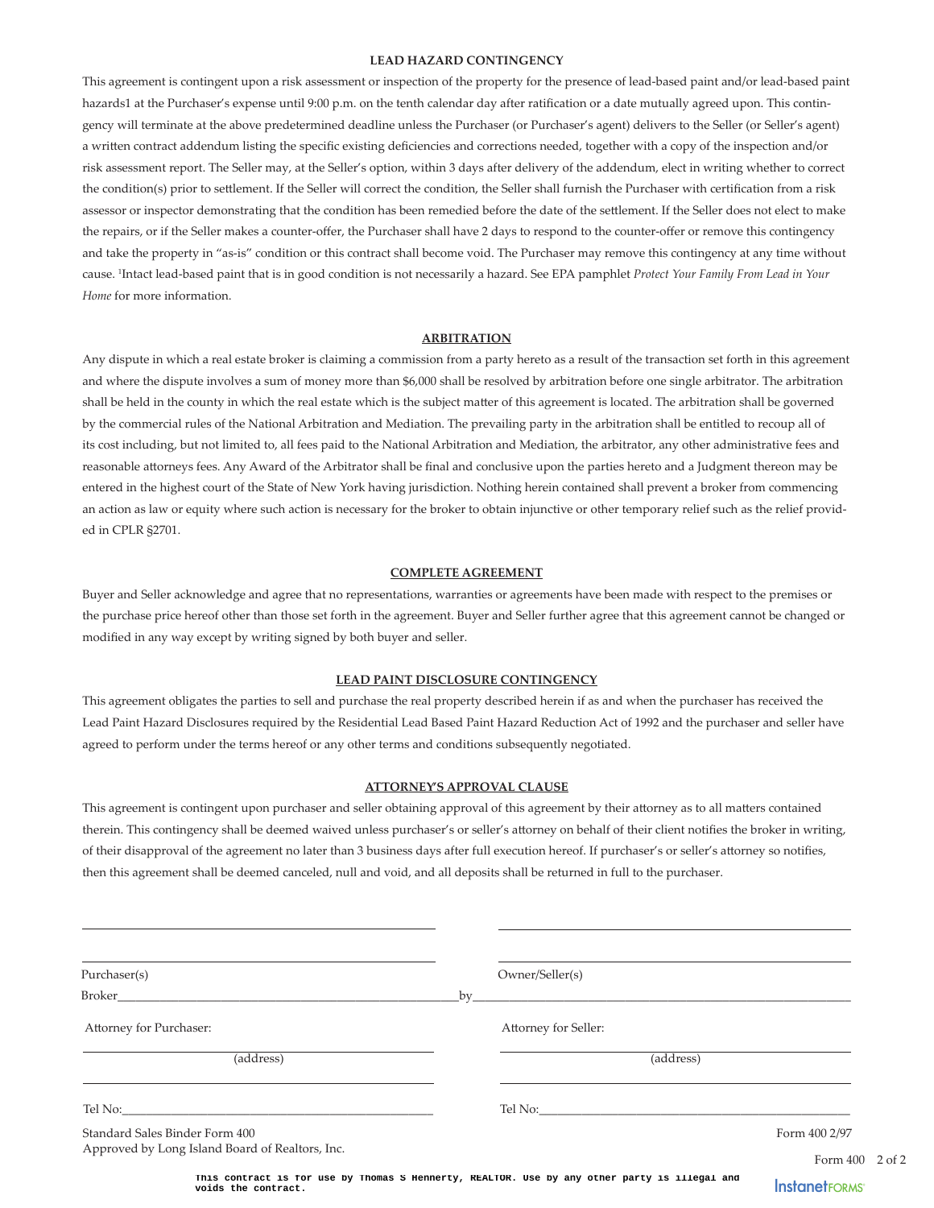## LEAD HAZARD CONTINGENCY

This agreement is contingent upon a risk assessment or inspection of the property for the presence of lead-based paint and/or lead-based paint hazards1 at the Purchaser's expense until 9:00 p.m. on the tenth calendar day after ratification or a date mutually agreed upon. This contingency will terminate at the above predetermined deadline unless the Purchaser (or Purchaser's agent) delivers to the Seller (or Seller's agent) a written contract addendum listing the specific existing deficiencies and corrections needed, together with a copy of the inspection and/or risk assessment report. The Seller may, at the Seller's option, within 3 days after delivery of the addendum, elect in writing whether to correct the condition(s) prior to settlement. If the Seller will correct the condition, the Seller shall furnish the Purchaser with certification from a risk assessor or inspector demonstrating that the condition has been remedied before the date of the settlement. If the Seller does not elect to make the repairs, or if the Seller makes a counter-offer, the Purchaser shall have 2 days to respond to the counter-offer or remove this contingency and take the property in "as-is" condition or this contract shall become void. The Purchaser may remove this contingency at any time without cause. [1]Intact lead-based paint that is in good condition is not necessarily a hazard. See EPA pamphlet *Protect Your Family From Lead in Your Home* for more information.

## ARBITRATION

Any dispute in which a real estate broker is claiming a commission from a party hereto as a result of the transaction set forth in this agreement and where the dispute involves a sum of money more than $6,000 shall be resolved by arbitration before one single arbitrator. The arbitration shall be held in the county in which the real estate which is the subject matter of this agreement is located. The arbitration shall be governed by the commercial rules of the National Arbitration and Mediation. The prevailing party in the arbitration shall be entitled to recoup all of its cost including, but not limited to, all fees paid to the National Arbitration and Mediation, the arbitrator, any other administrative fees and reasonable attorneys fees. Any Award of the Arbitrator shall be final and conclusive upon the parties hereto and a Judgment thereon may be entered in the highest court of the State of New York having jurisdiction. Nothing herein contained shall prevent a broker from commencing an action as law or equity where such action is necessary for the broker to obtain injunctive or other temporary relief such as the relief provided in CPLR §2701.

## COMPLETE AGREEMENT

Buyer and Seller acknowledge and agree that no representations, warranties or agreements have been made with respect to the premises or the purchase price hereof other than those set forth in the agreement. Buyer and Seller further agree that this agreement cannot be changed or modified in any way except by writing signed by both buyer and seller.

## LEAD PAINT DISCLOSURE CONTINGENCY

This agreement obligates the parties to sell and purchase the real property described herein if as and when the purchaser has received the Lead Paint Hazard Disclosures required by the Residential Lead Based Paint Hazard Reduction Act of 1992 and the purchaser and seller have agreed to perform under the terms hereof or any other terms and conditions subsequently negotiated.

## ATTORNEY'S APPROVAL CLAUSE

This agreement is contingent upon purchaser and seller obtaining approval of this agreement by their attorney as to all matters contained therein. This contingency shall be deemed waived unless purchaser's or seller's attorney on behalf of their client notifies the broker in writing, of their disapproval of the agreement no later than 3 business days after full execution hereof. If purchaser's or seller's attorney so notifies, then this agreement shall be deemed canceled, null and void, and all deposits shall be returned in full to the purchaser.

______________________________ ______________________________

______________________________ ______________________________

Purchaser(s) Owner/Seller(s)

Broker______________________________by______________________________

Attorney for Purchaser: Attorney for Seller:

______________________________ ______________________________
(address) (address)

______________________________ ______________________________

Tel No:______________________________ Tel No:______________________________

Standard Sales Binder Form 400
Approved by Long Island Board of Realtors, Inc.

Form 400 2/97

This contract is for use by Thomas S Hennerty, REALTOR. Use by any other party is illegal and voids the contract.